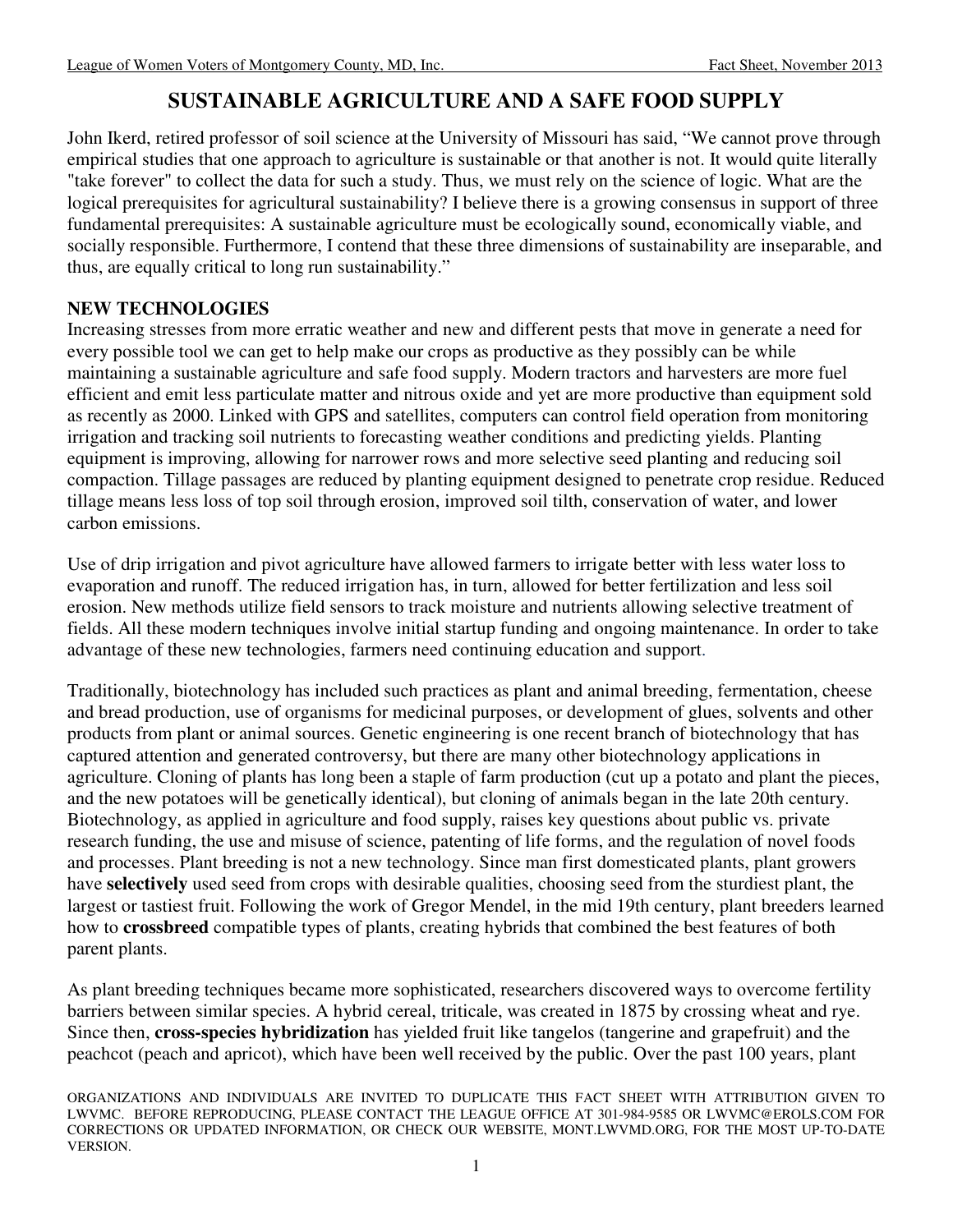# SUSTAINABLE AGRICULTURE AND A SAFE FOOD SUPPLY

John Ikerd, retired professor of soil science at the University of Missouri has said, "We cannot prove through empirical studies that one approach to agriculture is sustainable or that another is not. It would quite literally "take forever" to collect the data for such a study. Thus, we must rely on the science of logic. What are the logical prerequisites for agricultural sustainability? I believe there is a growing consensus in support of three fundamental prerequisites: A sustainable agriculture must be ecologically sound, economically viable, and socially responsible. Furthermore, I contend that these three dimensions of sustainability are inseparable, and thus, are equally critical to long run sustainability."

## NEW TECHNOLOGIES

Increasing stresses from more erratic weather and new and different pests that move in generate a need for every possible tool we can get to help make our crops as productive as they possibly can be while maintaining a sustainable agriculture and safe food supply. Modern tractors and harvesters are more fuel efficient and emit less particulate matter and nitrous oxide and yet are more productive than equipment sold as recently as 2000. Linked with GPS and satellites, computers can control field operation from monitoring irrigation and tracking soil nutrients to forecasting weather conditions and predicting yields. Planting equipment is improving, allowing for narrower rows and more selective seed planting and reducing soil compaction. Tillage passages are reduced by planting equipment designed to penetrate crop residue. Reduced tillage means less loss of top soil through erosion, improved soil tilth, conservation of water, and lower carbon emissions.

Use of drip irrigation and pivot agriculture have allowed farmers to irrigate better with less water loss to evaporation and runoff. The reduced irrigation has, in turn, allowed for better fertilization and less soil erosion. New methods utilize field sensors to track moisture and nutrients allowing selective treatment of fields. All these modern techniques involve initial startup funding and ongoing maintenance. In order to take advantage of these new technologies, farmers need continuing education and support.

Traditionally, biotechnology has included such practices as plant and animal breeding, fermentation, cheese and bread production, use of organisms for medicinal purposes, or development of glues, solvents and other products from plant or animal sources. Genetic engineering is one recent branch of biotechnology that has captured attention and generated controversy, but there are many other biotechnology applications in agriculture. Cloning of plants has long been a staple of farm production (cut up a potato and plant the pieces, and the new potatoes will be genetically identical), but cloning of animals began in the late 20th century. Biotechnology, as applied in agriculture and food supply, raises key questions about public vs. private research funding, the use and misuse of science, patenting of life forms, and the regulation of novel foods and processes. Plant breeding is not a new technology. Since man first domesticated plants, plant growers have **selectively** used seed from crops with desirable qualities, choosing seed from the sturdiest plant, the largest or tastiest fruit. Following the work of Gregor Mendel, in the mid 19th century, plant breeders learned how to **crossbreed** compatible types of plants, creating hybrids that combined the best features of both parent plants.

As plant breeding techniques became more sophisticated, researchers discovered ways to overcome fertility barriers between similar species. A hybrid cereal, triticale, was created in 1875 by crossing wheat and rye. Since then, **cross-species hybridization** has yielded fruit like tangelos (tangerine and grapefruit) and the peachcot (peach and apricot), which have been well received by the public. Over the past 100 years, plant

ORGANIZATIONS AND INDIVIDUALS ARE INVITED TO DUPLICATE THIS FACT SHEET WITH ATTRIBUTION GIVEN TO LWVMC. BEFORE REPRODUCING, PLEASE CONTACT THE LEAGUE OFFICE AT 301-984-9585 OR LWVMC@EROLS.COM FOR CORRECTIONS OR UPDATED INFORMATION, OR CHECK OUR WEBSITE, MONT.LWVMD.ORG, FOR THE MOST UP-TO-DATE VERSION.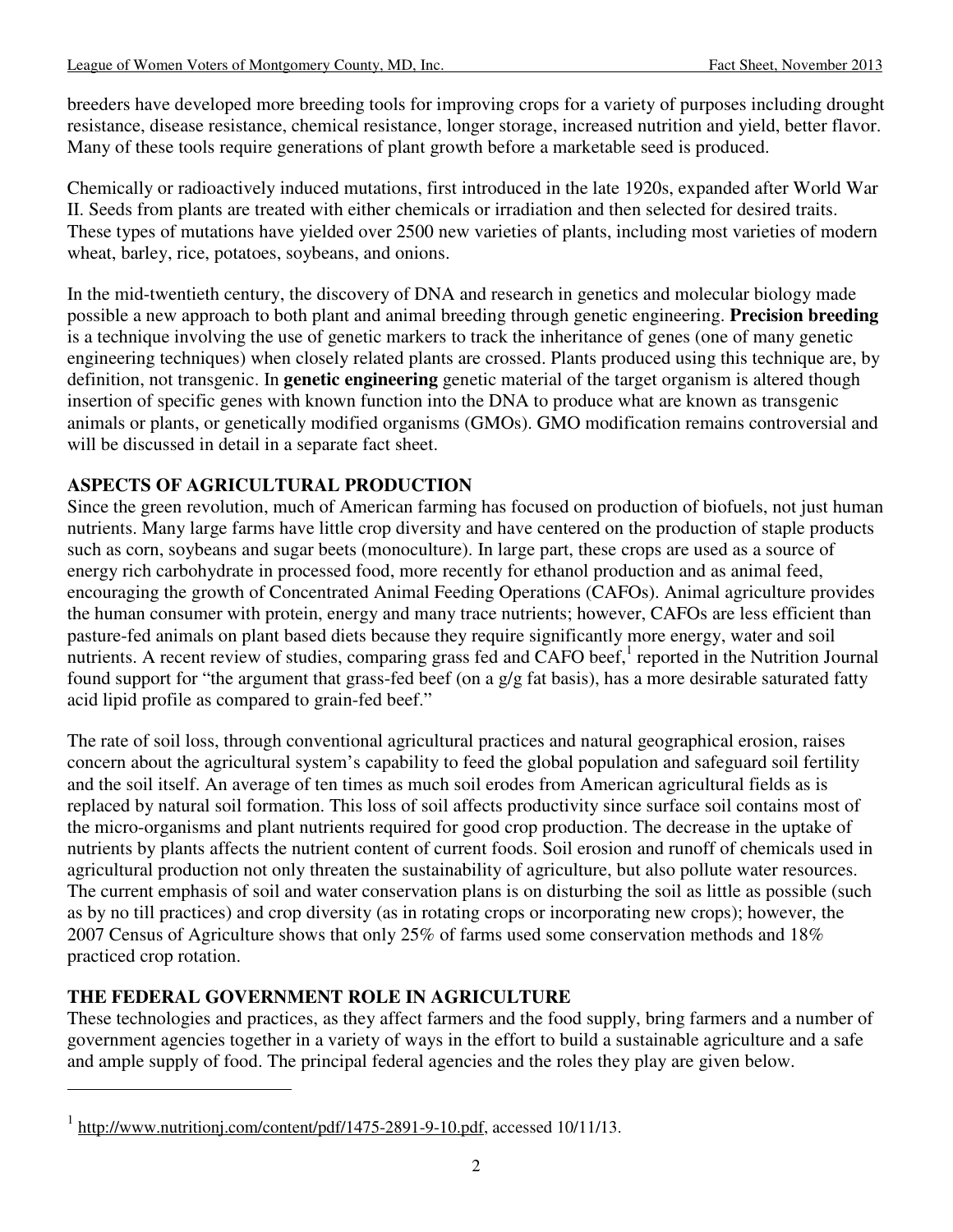breeders have developed more breeding tools for improving crops for a variety of purposes including drought resistance, disease resistance, chemical resistance, longer storage, increased nutrition and yield, better flavor. Many of these tools require generations of plant growth before a marketable seed is produced.

Chemically or radioactively induced mutations, first introduced in the late 1920s, expanded after World War II. Seeds from plants are treated with either chemicals or irradiation and then selected for desired traits. These types of mutations have yielded over 2500 new varieties of plants, including most varieties of modern wheat, barley, rice, potatoes, soybeans, and onions.

In the mid-twentieth century, the discovery of DNA and research in genetics and molecular biology made possible a new approach to both plant and animal breeding through genetic engineering. **Precision breeding** is a technique involving the use of genetic markers to track the inheritance of genes (one of many genetic engineering techniques) when closely related plants are crossed. Plants produced using this technique are, by definition, not transgenic. In **genetic engineering** genetic material of the target organism is altered though insertion of specific genes with known function into the DNA to produce what are known as transgenic animals or plants, or genetically modified organisms (GMOs). GMO modification remains controversial and will be discussed in detail in a separate fact sheet.

## ASPECTS OF AGRICULTURAL PRODUCTION

Since the green revolution, much of American farming has focused on production of biofuels, not just human nutrients. Many large farms have little crop diversity and have centered on the production of staple products such as corn, soybeans and sugar beets (monoculture). In large part, these crops are used as a source of energy rich carbohydrate in processed food, more recently for ethanol production and as animal feed, encouraging the growth of Concentrated Animal Feeding Operations (CAFOs). Animal agriculture provides the human consumer with protein, energy and many trace nutrients; however, CAFOs are less efficient than pasture-fed animals on plant based diets because they require significantly more energy, water and soil nutrients. A recent review of studies, comparing grass fed and CAFO beef,[1] reported in the Nutrition Journal found support for "the argument that grass-fed beef (on a g/g fat basis), has a more desirable saturated fatty acid lipid profile as compared to grain-fed beef."

The rate of soil loss, through conventional agricultural practices and natural geographical erosion, raises concern about the agricultural system's capability to feed the global population and safeguard soil fertility and the soil itself. An average of ten times as much soil erodes from American agricultural fields as is replaced by natural soil formation. This loss of soil affects productivity since surface soil contains most of the micro-organisms and plant nutrients required for good crop production. The decrease in the uptake of nutrients by plants affects the nutrient content of current foods. Soil erosion and runoff of chemicals used in agricultural production not only threaten the sustainability of agriculture, but also pollute water resources. The current emphasis of soil and water conservation plans is on disturbing the soil as little as possible (such as by no till practices) and crop diversity (as in rotating crops or incorporating new crops); however, the 2007 Census of Agriculture shows that only 25% of farms used some conservation methods and 18% practiced crop rotation.

## THE FEDERAL GOVERNMENT ROLE IN AGRICULTURE

These technologies and practices, as they affect farmers and the food supply, bring farmers and a number of government agencies together in a variety of ways in the effort to build a sustainable agriculture and a safe and ample supply of food. The principal federal agencies and the roles they play are given below.

---

[1] http://www.nutritionj.com/content/pdf/1475-2891-9-10.pdf, accessed 10/11/13.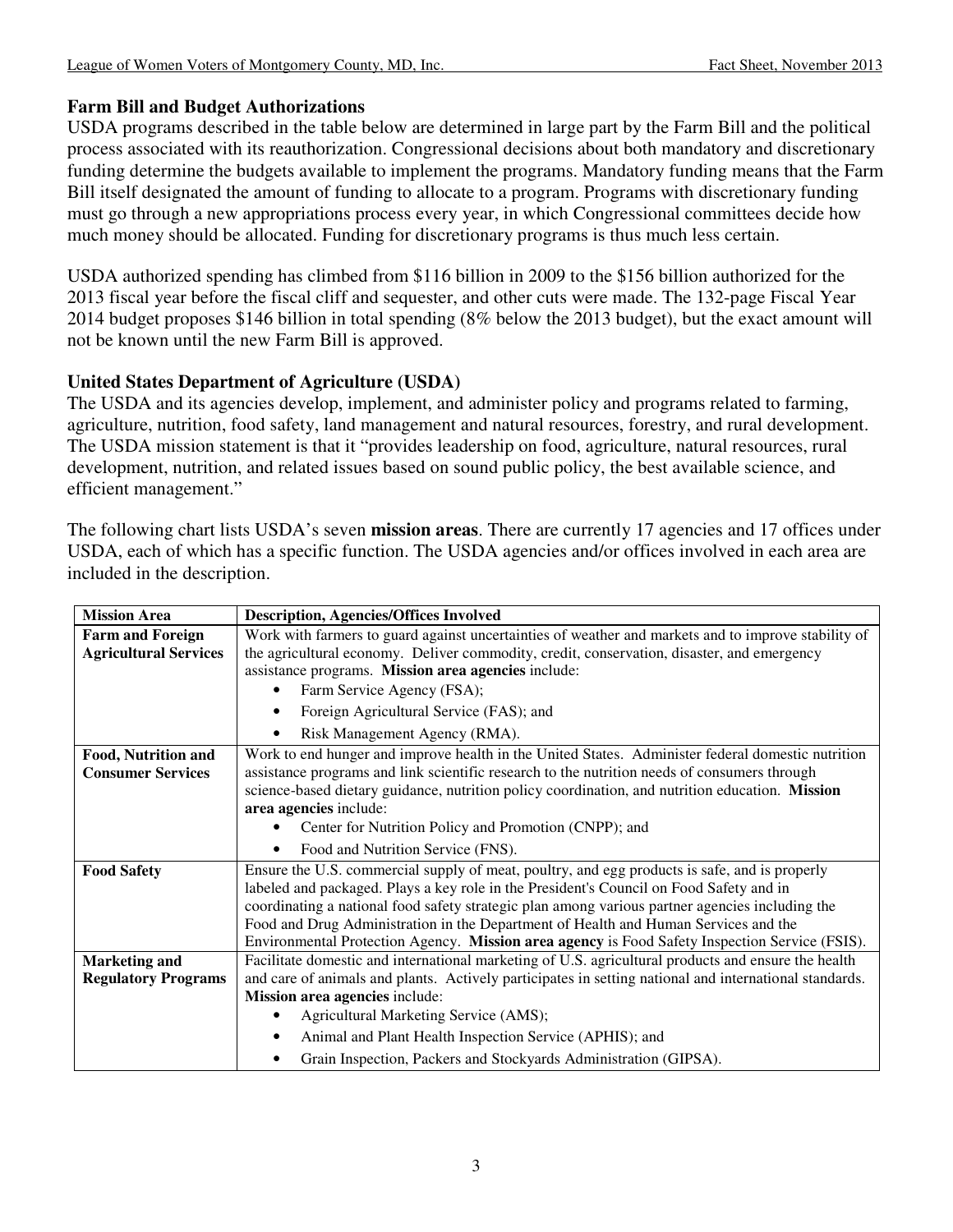## Farm Bill and Budget Authorizations

USDA programs described in the table below are determined in large part by the Farm Bill and the political process associated with its reauthorization. Congressional decisions about both mandatory and discretionary funding determine the budgets available to implement the programs. Mandatory funding means that the Farm Bill itself designated the amount of funding to allocate to a program. Programs with discretionary funding must go through a new appropriations process every year, in which Congressional committees decide how much money should be allocated. Funding for discretionary programs is thus much less certain.

USDA authorized spending has climbed from $116 billion in 2009 to the $156 billion authorized for the 2013 fiscal year before the fiscal cliff and sequester, and other cuts were made. The 132-page Fiscal Year 2014 budget proposes $146 billion in total spending (8% below the 2013 budget), but the exact amount will not be known until the new Farm Bill is approved.

## United States Department of Agriculture (USDA)

The USDA and its agencies develop, implement, and administer policy and programs related to farming, agriculture, nutrition, food safety, land management and natural resources, forestry, and rural development. The USDA mission statement is that it "provides leadership on food, agriculture, natural resources, rural development, nutrition, and related issues based on sound public policy, the best available science, and efficient management."

The following chart lists USDA's seven **mission areas**. There are currently 17 agencies and 17 offices under USDA, each of which has a specific function. The USDA agencies and/or offices involved in each area are included in the description.

| Mission Area | Description, Agencies/Offices Involved |
|---|---|
| **Farm and Foreign Agricultural Services** | Work with farmers to guard against uncertainties of weather and markets and to improve stability of the agricultural economy. Deliver commodity, credit, conservation, disaster, and emergency assistance programs. **Mission area agencies** include: <br>• Farm Service Agency (FSA); <br>• Foreign Agricultural Service (FAS); and <br>• Risk Management Agency (RMA). |
| **Food, Nutrition and Consumer Services** | Work to end hunger and improve health in the United States. Administer federal domestic nutrition assistance programs and link scientific research to the nutrition needs of consumers through science-based dietary guidance, nutrition policy coordination, and nutrition education. **Mission area agencies** include: <br>• Center for Nutrition Policy and Promotion (CNPP); and <br>• Food and Nutrition Service (FNS). |
| **Food Safety** | Ensure the U.S. commercial supply of meat, poultry, and egg products is safe, and is properly labeled and packaged. Plays a key role in the President's Council on Food Safety and in coordinating a national food safety strategic plan among various partner agencies including the Food and Drug Administration in the Department of Health and Human Services and the Environmental Protection Agency. **Mission area agency** is Food Safety Inspection Service (FSIS). |
| **Marketing and Regulatory Programs** | Facilitate domestic and international marketing of U.S. agricultural products and ensure the health and care of animals and plants. Actively participates in setting national and international standards. **Mission area agencies** include: <br>• Agricultural Marketing Service (AMS); <br>• Animal and Plant Health Inspection Service (APHIS); and <br>• Grain Inspection, Packers and Stockyards Administration (GIPSA). |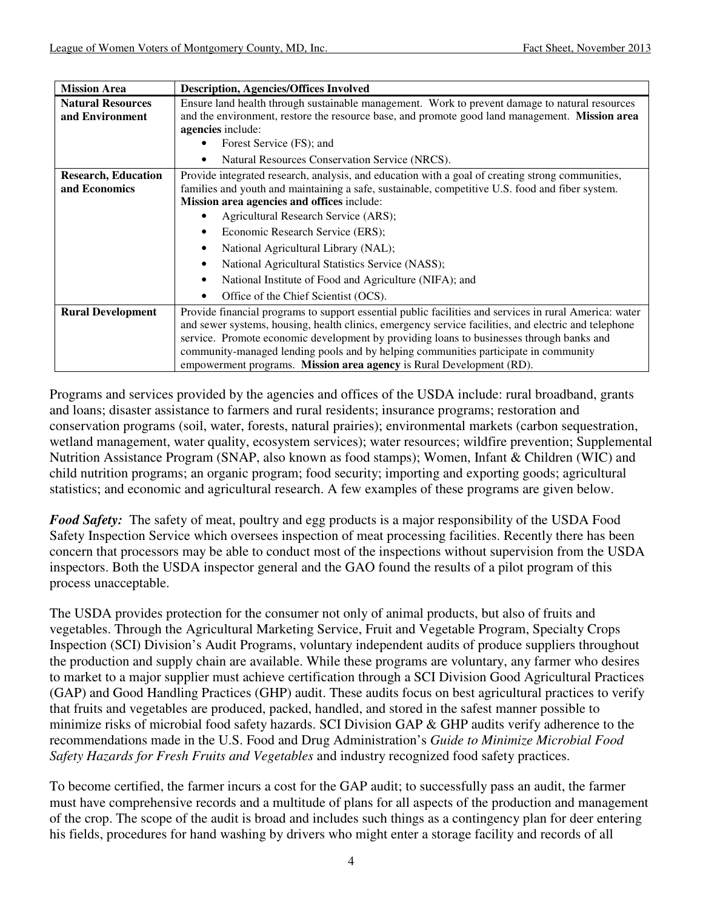| Mission Area | Description, Agencies/Offices Involved |
|---|---|
| **Natural Resources and Environment** | Ensure land health through sustainable management. Work to prevent damage to natural resources and the environment, restore the resource base, and promote good land management. **Mission area agencies** include: <br>• Forest Service (FS); and <br>• Natural Resources Conservation Service (NRCS). |
| **Research, Education and Economics** | Provide integrated research, analysis, and education with a goal of creating strong communities, families and youth and maintaining a safe, sustainable, competitive U.S. food and fiber system. **Mission area agencies and offices** include: <br>• Agricultural Research Service (ARS); <br>• Economic Research Service (ERS); <br>• National Agricultural Library (NAL); <br>• National Agricultural Statistics Service (NASS); <br>• National Institute of Food and Agriculture (NIFA); and <br>• Office of the Chief Scientist (OCS). |
| **Rural Development** | Provide financial programs to support essential public facilities and services in rural America: water and sewer systems, housing, health clinics, emergency service facilities, and electric and telephone service. Promote economic development by providing loans to businesses through banks and community-managed lending pools and by helping communities participate in community empowerment programs. **Mission area agency** is Rural Development (RD). |

Programs and services provided by the agencies and offices of the USDA include: rural broadband, grants and loans; disaster assistance to farmers and rural residents; insurance programs; restoration and conservation programs (soil, water, forests, natural prairies); environmental markets (carbon sequestration, wetland management, water quality, ecosystem services); water resources; wildfire prevention; Supplemental Nutrition Assistance Program (SNAP, also known as food stamps); Women, Infant & Children (WIC) and child nutrition programs; an organic program; food security; importing and exporting goods; agricultural statistics; and economic and agricultural research. A few examples of these programs are given below.

***Food Safety:*** The safety of meat, poultry and egg products is a major responsibility of the USDA Food Safety Inspection Service which oversees inspection of meat processing facilities. Recently there has been concern that processors may be able to conduct most of the inspections without supervision from the USDA inspectors. Both the USDA inspector general and the GAO found the results of a pilot program of this process unacceptable.

The USDA provides protection for the consumer not only of animal products, but also of fruits and vegetables. Through the Agricultural Marketing Service, Fruit and Vegetable Program, Specialty Crops Inspection (SCI) Division's Audit Programs, voluntary independent audits of produce suppliers throughout the production and supply chain are available. While these programs are voluntary, any farmer who desires to market to a major supplier must achieve certification through a SCI Division Good Agricultural Practices (GAP) and Good Handling Practices (GHP) audit. These audits focus on best agricultural practices to verify that fruits and vegetables are produced, packed, handled, and stored in the safest manner possible to minimize risks of microbial food safety hazards. SCI Division GAP & GHP audits verify adherence to the recommendations made in the U.S. Food and Drug Administration's *Guide to Minimize Microbial Food Safety Hazards for Fresh Fruits and Vegetables* and industry recognized food safety practices.

To become certified, the farmer incurs a cost for the GAP audit; to successfully pass an audit, the farmer must have comprehensive records and a multitude of plans for all aspects of the production and management of the crop. The scope of the audit is broad and includes such things as a contingency plan for deer entering his fields, procedures for hand washing by drivers who might enter a storage facility and records of all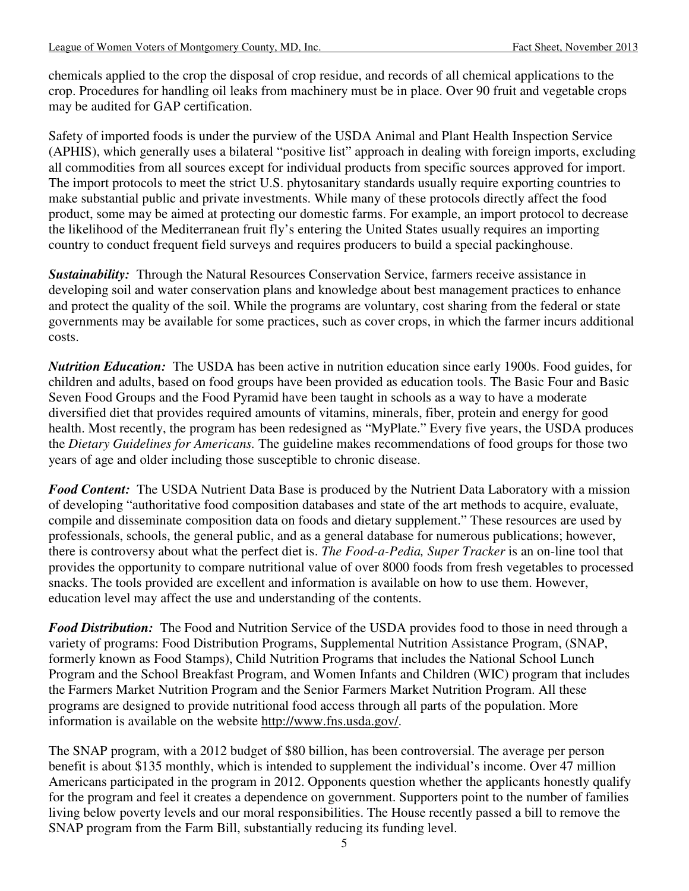chemicals applied to the crop the disposal of crop residue, and records of all chemical applications to the crop. Procedures for handling oil leaks from machinery must be in place. Over 90 fruit and vegetable crops may be audited for GAP certification.

Safety of imported foods is under the purview of the USDA Animal and Plant Health Inspection Service (APHIS), which generally uses a bilateral "positive list" approach in dealing with foreign imports, excluding all commodities from all sources except for individual products from specific sources approved for import. The import protocols to meet the strict U.S. phytosanitary standards usually require exporting countries to make substantial public and private investments. While many of these protocols directly affect the food product, some may be aimed at protecting our domestic farms. For example, an import protocol to decrease the likelihood of the Mediterranean fruit fly's entering the United States usually requires an importing country to conduct frequent field surveys and requires producers to build a special packinghouse.

***Sustainability:*** Through the Natural Resources Conservation Service, farmers receive assistance in developing soil and water conservation plans and knowledge about best management practices to enhance and protect the quality of the soil. While the programs are voluntary, cost sharing from the federal or state governments may be available for some practices, such as cover crops, in which the farmer incurs additional costs.

***Nutrition Education:*** The USDA has been active in nutrition education since early 1900s. Food guides, for children and adults, based on food groups have been provided as education tools. The Basic Four and Basic Seven Food Groups and the Food Pyramid have been taught in schools as a way to have a moderate diversified diet that provides required amounts of vitamins, minerals, fiber, protein and energy for good health. Most recently, the program has been redesigned as "MyPlate." Every five years, the USDA produces the *Dietary Guidelines for Americans.* The guideline makes recommendations of food groups for those two years of age and older including those susceptible to chronic disease.

***Food Content:*** The USDA Nutrient Data Base is produced by the Nutrient Data Laboratory with a mission of developing "authoritative food composition databases and state of the art methods to acquire, evaluate, compile and disseminate composition data on foods and dietary supplement." These resources are used by professionals, schools, the general public, and as a general database for numerous publications; however, there is controversy about what the perfect diet is. *The Food-a-Pedia, Super Tracker* is an on-line tool that provides the opportunity to compare nutritional value of over 8000 foods from fresh vegetables to processed snacks. The tools provided are excellent and information is available on how to use them. However, education level may affect the use and understanding of the contents.

***Food Distribution:*** The Food and Nutrition Service of the USDA provides food to those in need through a variety of programs: Food Distribution Programs, Supplemental Nutrition Assistance Program, (SNAP, formerly known as Food Stamps), Child Nutrition Programs that includes the National School Lunch Program and the School Breakfast Program, and Women Infants and Children (WIC) program that includes the Farmers Market Nutrition Program and the Senior Farmers Market Nutrition Program. All these programs are designed to provide nutritional food access through all parts of the population. More information is available on the website http://www.fns.usda.gov/.

The SNAP program, with a 2012 budget of $80 billion, has been controversial. The average per person benefit is about $135 monthly, which is intended to supplement the individual's income. Over 47 million Americans participated in the program in 2012. Opponents question whether the applicants honestly qualify for the program and feel it creates a dependence on government. Supporters point to the number of families living below poverty levels and our moral responsibilities. The House recently passed a bill to remove the SNAP program from the Farm Bill, substantially reducing its funding level.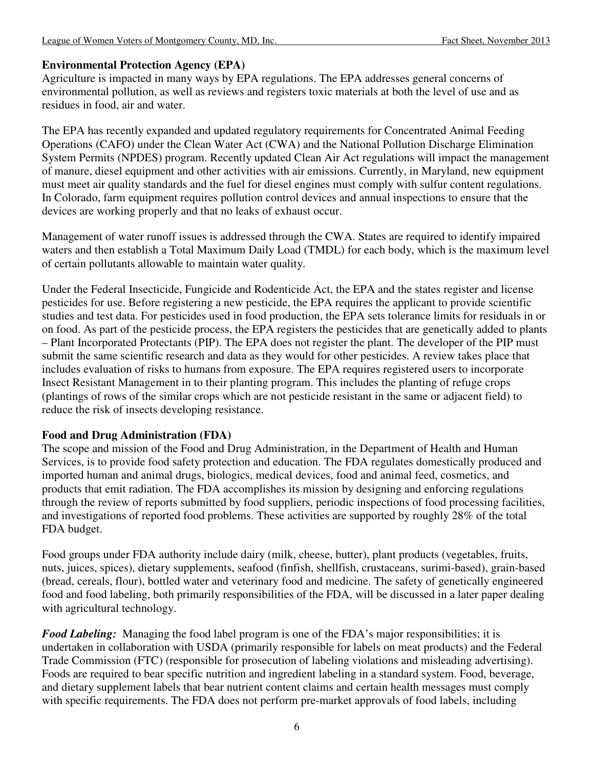**Environmental Protection Agency (EPA)**

Agriculture is impacted in many ways by EPA regulations. The EPA addresses general concerns of environmental pollution, as well as reviews and registers toxic materials at both the level of use and as residues in food, air and water.

The EPA has recently expanded and updated regulatory requirements for Concentrated Animal Feeding Operations (CAFO) under the Clean Water Act (CWA) and the National Pollution Discharge Elimination System Permits (NPDES) program. Recently updated Clean Air Act regulations will impact the management of manure, diesel equipment and other activities with air emissions. Currently, in Maryland, new equipment must meet air quality standards and the fuel for diesel engines must comply with sulfur content regulations. In Colorado, farm equipment requires pollution control devices and annual inspections to ensure that the devices are working properly and that no leaks of exhaust occur.

Management of water runoff issues is addressed through the CWA. States are required to identify impaired waters and then establish a Total Maximum Daily Load (TMDL) for each body, which is the maximum level of certain pollutants allowable to maintain water quality.

Under the Federal Insecticide, Fungicide and Rodenticide Act, the EPA and the states register and license pesticides for use. Before registering a new pesticide, the EPA requires the applicant to provide scientific studies and test data. For pesticides used in food production, the EPA sets tolerance limits for residuals in or on food. As part of the pesticide process, the EPA registers the pesticides that are genetically added to plants – Plant Incorporated Protectants (PIP). The EPA does not register the plant. The developer of the PIP must submit the same scientific research and data as they would for other pesticides. A review takes place that includes evaluation of risks to humans from exposure. The EPA requires registered users to incorporate Insect Resistant Management in to their planting program. This includes the planting of refuge crops (plantings of rows of the similar crops which are not pesticide resistant in the same or adjacent field) to reduce the risk of insects developing resistance.

**Food and Drug Administration (FDA)**

The scope and mission of the Food and Drug Administration, in the Department of Health and Human Services, is to provide food safety protection and education. The FDA regulates domestically produced and imported human and animal drugs, biologics, medical devices, food and animal feed, cosmetics, and products that emit radiation. The FDA accomplishes its mission by designing and enforcing regulations through the review of reports submitted by food suppliers, periodic inspections of food processing facilities, and investigations of reported food problems. These activities are supported by roughly 28% of the total FDA budget.

Food groups under FDA authority include dairy (milk, cheese, butter), plant products (vegetables, fruits, nuts, juices, spices), dietary supplements, seafood (finfish, shellfish, crustaceans, surimi-based), grain-based (bread, cereals, flour), bottled water and veterinary food and medicine. The safety of genetically engineered food and food labeling, both primarily responsibilities of the FDA, will be discussed in a later paper dealing with agricultural technology.

***Food Labeling:*** Managing the food label program is one of the FDA's major responsibilities; it is undertaken in collaboration with USDA (primarily responsible for labels on meat products) and the Federal Trade Commission (FTC) (responsible for prosecution of labeling violations and misleading advertising). Foods are required to bear specific nutrition and ingredient labeling in a standard system. Food, beverage, and dietary supplement labels that bear nutrient content claims and certain health messages must comply with specific requirements. The FDA does not perform pre-market approvals of food labels, including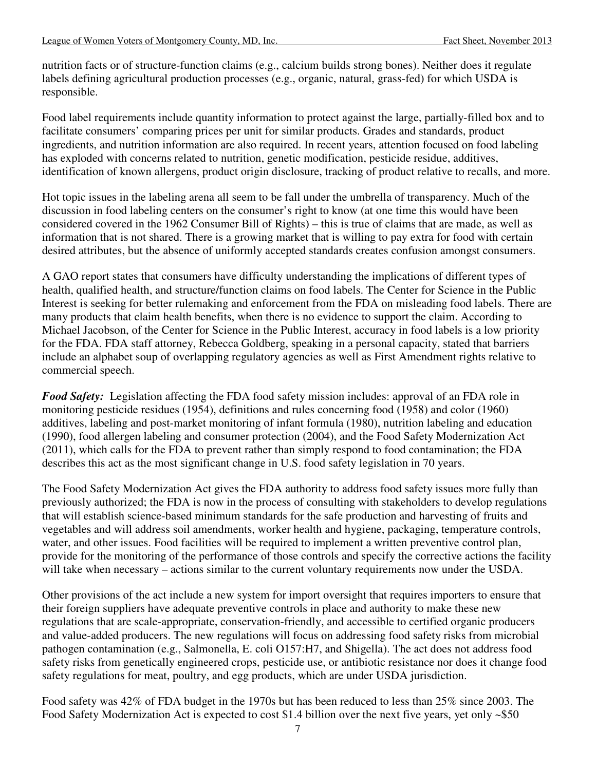nutrition facts or of structure-function claims (e.g., calcium builds strong bones). Neither does it regulate labels defining agricultural production processes (e.g., organic, natural, grass-fed) for which USDA is responsible.

Food label requirements include quantity information to protect against the large, partially-filled box and to facilitate consumers' comparing prices per unit for similar products. Grades and standards, product ingredients, and nutrition information are also required. In recent years, attention focused on food labeling has exploded with concerns related to nutrition, genetic modification, pesticide residue, additives, identification of known allergens, product origin disclosure, tracking of product relative to recalls, and more.

Hot topic issues in the labeling arena all seem to be fall under the umbrella of transparency. Much of the discussion in food labeling centers on the consumer's right to know (at one time this would have been considered covered in the 1962 Consumer Bill of Rights) – this is true of claims that are made, as well as information that is not shared. There is a growing market that is willing to pay extra for food with certain desired attributes, but the absence of uniformly accepted standards creates confusion amongst consumers.

A GAO report states that consumers have difficulty understanding the implications of different types of health, qualified health, and structure/function claims on food labels. The Center for Science in the Public Interest is seeking for better rulemaking and enforcement from the FDA on misleading food labels. There are many products that claim health benefits, when there is no evidence to support the claim. According to Michael Jacobson, of the Center for Science in the Public Interest, accuracy in food labels is a low priority for the FDA. FDA staff attorney, Rebecca Goldberg, speaking in a personal capacity, stated that barriers include an alphabet soup of overlapping regulatory agencies as well as First Amendment rights relative to commercial speech.

***Food Safety:*** Legislation affecting the FDA food safety mission includes: approval of an FDA role in monitoring pesticide residues (1954), definitions and rules concerning food (1958) and color (1960) additives, labeling and post-market monitoring of infant formula (1980), nutrition labeling and education (1990), food allergen labeling and consumer protection (2004), and the Food Safety Modernization Act (2011), which calls for the FDA to prevent rather than simply respond to food contamination; the FDA describes this act as the most significant change in U.S. food safety legislation in 70 years.

The Food Safety Modernization Act gives the FDA authority to address food safety issues more fully than previously authorized; the FDA is now in the process of consulting with stakeholders to develop regulations that will establish science-based minimum standards for the safe production and harvesting of fruits and vegetables and will address soil amendments, worker health and hygiene, packaging, temperature controls, water, and other issues. Food facilities will be required to implement a written preventive control plan, provide for the monitoring of the performance of those controls and specify the corrective actions the facility will take when necessary – actions similar to the current voluntary requirements now under the USDA.

Other provisions of the act include a new system for import oversight that requires importers to ensure that their foreign suppliers have adequate preventive controls in place and authority to make these new regulations that are scale-appropriate, conservation-friendly, and accessible to certified organic producers and value-added producers. The new regulations will focus on addressing food safety risks from microbial pathogen contamination (e.g., Salmonella, E. coli O157:H7, and Shigella). The act does not address food safety risks from genetically engineered crops, pesticide use, or antibiotic resistance nor does it change food safety regulations for meat, poultry, and egg products, which are under USDA jurisdiction.

Food safety was 42% of FDA budget in the 1970s but has been reduced to less than 25% since 2003. The Food Safety Modernization Act is expected to cost $1.4 billion over the next five years, yet only ~$50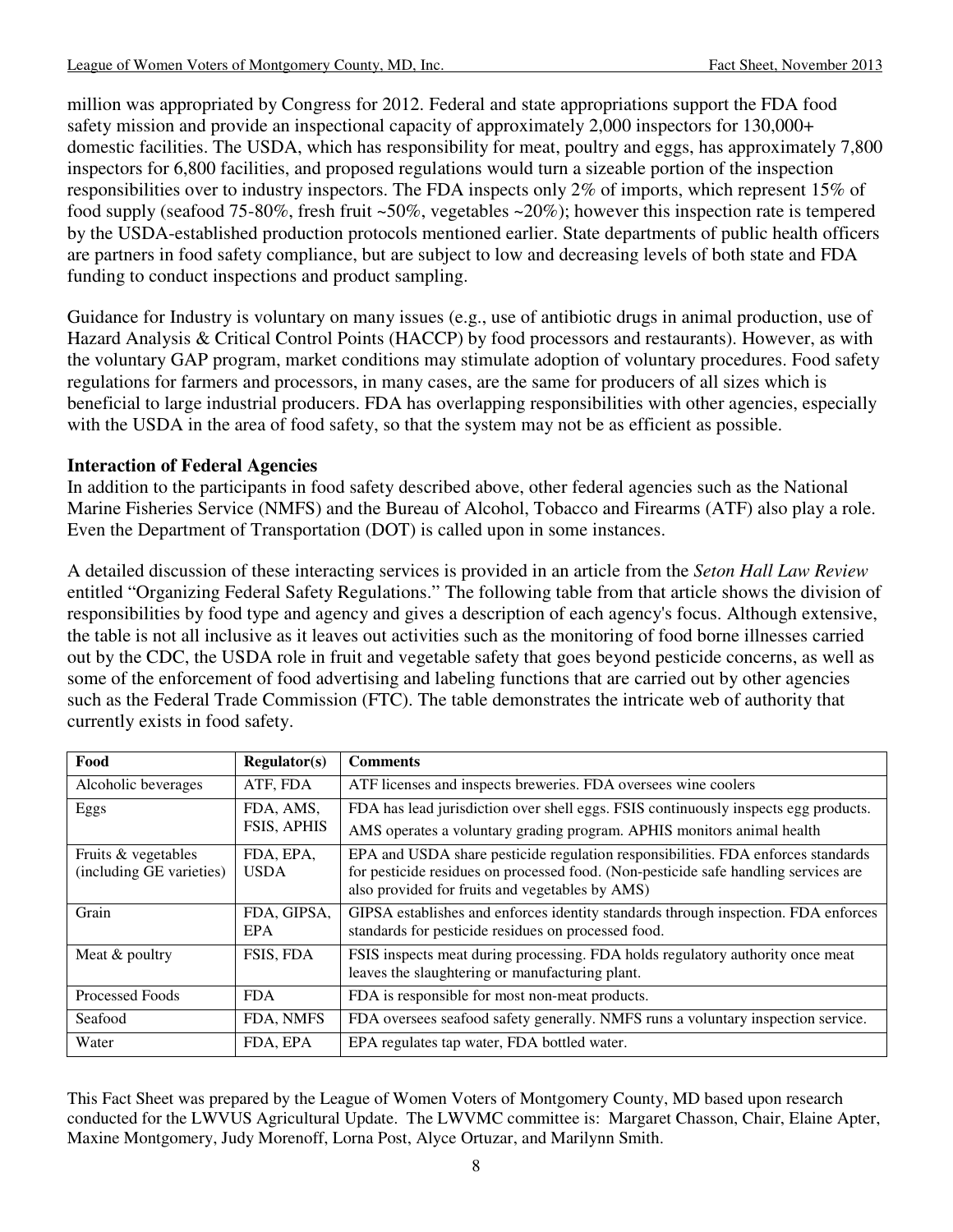million was appropriated by Congress for 2012. Federal and state appropriations support the FDA food safety mission and provide an inspectional capacity of approximately 2,000 inspectors for 130,000+ domestic facilities. The USDA, which has responsibility for meat, poultry and eggs, has approximately 7,800 inspectors for 6,800 facilities, and proposed regulations would turn a sizeable portion of the inspection responsibilities over to industry inspectors. The FDA inspects only 2% of imports, which represent 15% of food supply (seafood 75-80%, fresh fruit ~50%, vegetables ~20%); however this inspection rate is tempered by the USDA-established production protocols mentioned earlier. State departments of public health officers are partners in food safety compliance, but are subject to low and decreasing levels of both state and FDA funding to conduct inspections and product sampling.

Guidance for Industry is voluntary on many issues (e.g., use of antibiotic drugs in animal production, use of Hazard Analysis & Critical Control Points (HACCP) by food processors and restaurants). However, as with the voluntary GAP program, market conditions may stimulate adoption of voluntary procedures. Food safety regulations for farmers and processors, in many cases, are the same for producers of all sizes which is beneficial to large industrial producers. FDA has overlapping responsibilities with other agencies, especially with the USDA in the area of food safety, so that the system may not be as efficient as possible.

**Interaction of Federal Agencies**

In addition to the participants in food safety described above, other federal agencies such as the National Marine Fisheries Service (NMFS) and the Bureau of Alcohol, Tobacco and Firearms (ATF) also play a role. Even the Department of Transportation (DOT) is called upon in some instances.

A detailed discussion of these interacting services is provided in an article from the *Seton Hall Law Review* entitled "Organizing Federal Safety Regulations." The following table from that article shows the division of responsibilities by food type and agency and gives a description of each agency's focus. Although extensive, the table is not all inclusive as it leaves out activities such as the monitoring of food borne illnesses carried out by the CDC, the USDA role in fruit and vegetable safety that goes beyond pesticide concerns, as well as some of the enforcement of food advertising and labeling functions that are carried out by other agencies such as the Federal Trade Commission (FTC). The table demonstrates the intricate web of authority that currently exists in food safety.

| Food | Regulator(s) | Comments |
|---|---|---|
| Alcoholic beverages | ATF, FDA | ATF licenses and inspects breweries. FDA oversees wine coolers |
| Eggs | FDA, AMS, FSIS, APHIS | FDA has lead jurisdiction over shell eggs. FSIS continuously inspects egg products. AMS operates a voluntary grading program. APHIS monitors animal health |
| Fruits & vegetables (including GE varieties) | FDA, EPA, USDA | EPA and USDA share pesticide regulation responsibilities. FDA enforces standards for pesticide residues on processed food. (Non-pesticide safe handling services are also provided for fruits and vegetables by AMS) |
| Grain | FDA, GIPSA, EPA | GIPSA establishes and enforces identity standards through inspection. FDA enforces standards for pesticide residues on processed food. |
| Meat & poultry | FSIS, FDA | FSIS inspects meat during processing. FDA holds regulatory authority once meat leaves the slaughtering or manufacturing plant. |
| Processed Foods | FDA | FDA is responsible for most non-meat products. |
| Seafood | FDA, NMFS | FDA oversees seafood safety generally. NMFS runs a voluntary inspection service. |
| Water | FDA, EPA | EPA regulates tap water, FDA bottled water. |

This Fact Sheet was prepared by the League of Women Voters of Montgomery County, MD based upon research conducted for the LWVUS Agricultural Update. The LWVMC committee is: Margaret Chasson, Chair, Elaine Apter, Maxine Montgomery, Judy Morenoff, Lorna Post, Alyce Ortuzar, and Marilynn Smith.